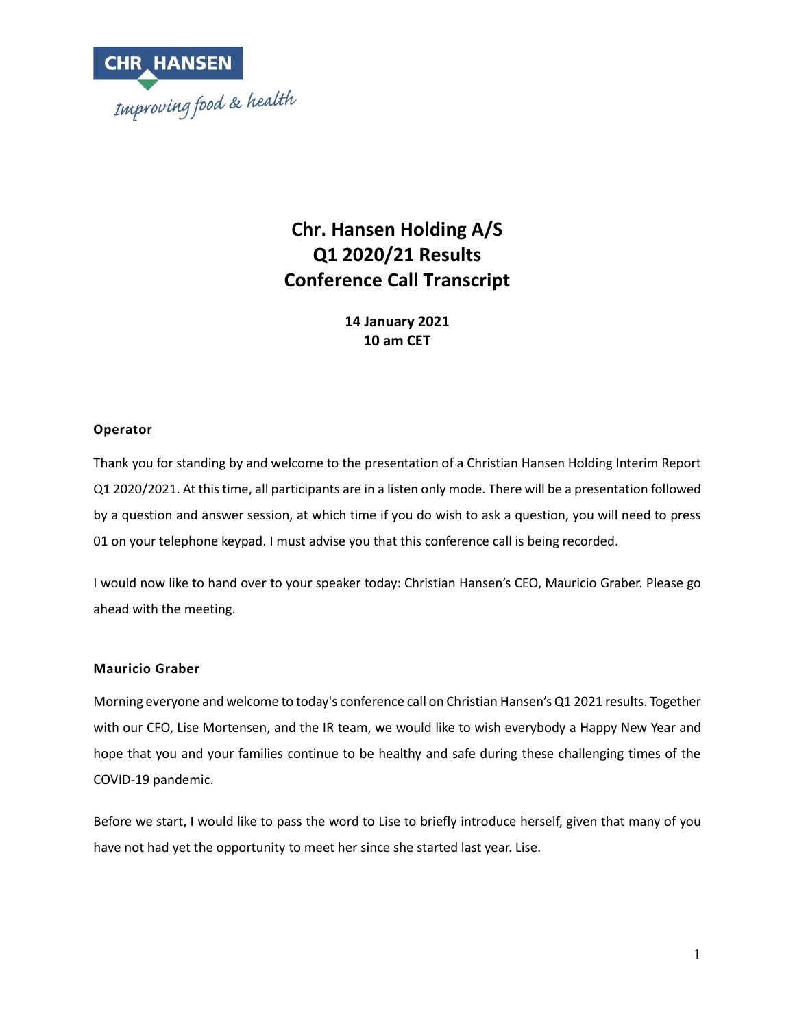# Chr. Hansen Holding A/S
# Q1 2020/21 Results
# Conference Call Transcript

**14 January 2021**
**10 am CET**

**Operator**

Thank you for standing by and welcome to the presentation of a Christian Hansen Holding Interim Report Q1 2020/2021. At this time, all participants are in a listen only mode. There will be a presentation followed by a question and answer session, at which time if you do wish to ask a question, you will need to press 01 on your telephone keypad. I must advise you that this conference call is being recorded.

I would now like to hand over to your speaker today: Christian Hansen's CEO, Mauricio Graber. Please go ahead with the meeting.

**Mauricio Graber**

Morning everyone and welcome to today's conference call on Christian Hansen's Q1 2021 results. Together with our CFO, Lise Mortensen, and the IR team, we would like to wish everybody a Happy New Year and hope that you and your families continue to be healthy and safe during these challenging times of the COVID-19 pandemic.

Before we start, I would like to pass the word to Lise to briefly introduce herself, given that many of you have not had yet the opportunity to meet her since she started last year. Lise.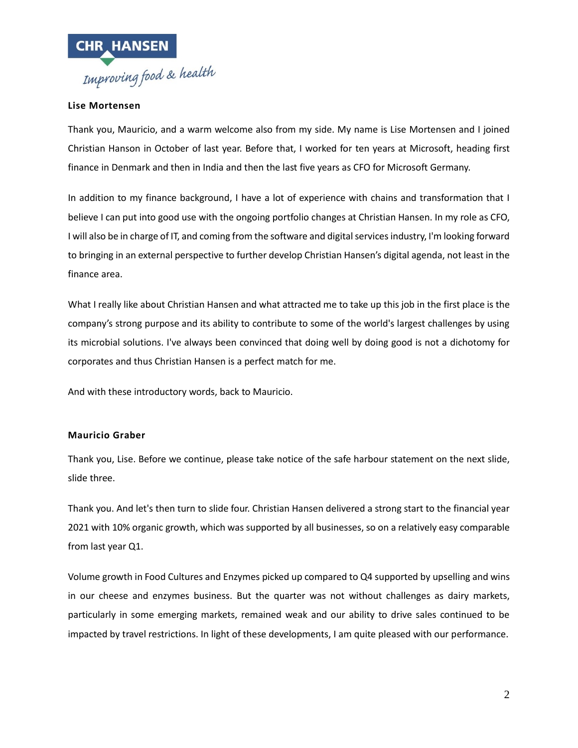**Lise Mortensen**

Thank you, Mauricio, and a warm welcome also from my side. My name is Lise Mortensen and I joined Christian Hanson in October of last year. Before that, I worked for ten years at Microsoft, heading first finance in Denmark and then in India and then the last five years as CFO for Microsoft Germany.

In addition to my finance background, I have a lot of experience with chains and transformation that I believe I can put into good use with the ongoing portfolio changes at Christian Hansen. In my role as CFO, I will also be in charge of IT, and coming from the software and digital services industry, I'm looking forward to bringing in an external perspective to further develop Christian Hansen's digital agenda, not least in the finance area.

What I really like about Christian Hansen and what attracted me to take up this job in the first place is the company's strong purpose and its ability to contribute to some of the world's largest challenges by using its microbial solutions. I've always been convinced that doing well by doing good is not a dichotomy for corporates and thus Christian Hansen is a perfect match for me.

And with these introductory words, back to Mauricio.

**Mauricio Graber**

Thank you, Lise. Before we continue, please take notice of the safe harbour statement on the next slide, slide three.

Thank you. And let's then turn to slide four. Christian Hansen delivered a strong start to the financial year 2021 with 10% organic growth, which was supported by all businesses, so on a relatively easy comparable from last year Q1.

Volume growth in Food Cultures and Enzymes picked up compared to Q4 supported by upselling and wins in our cheese and enzymes business. But the quarter was not without challenges as dairy markets, particularly in some emerging markets, remained weak and our ability to drive sales continued to be impacted by travel restrictions. In light of these developments, I am quite pleased with our performance.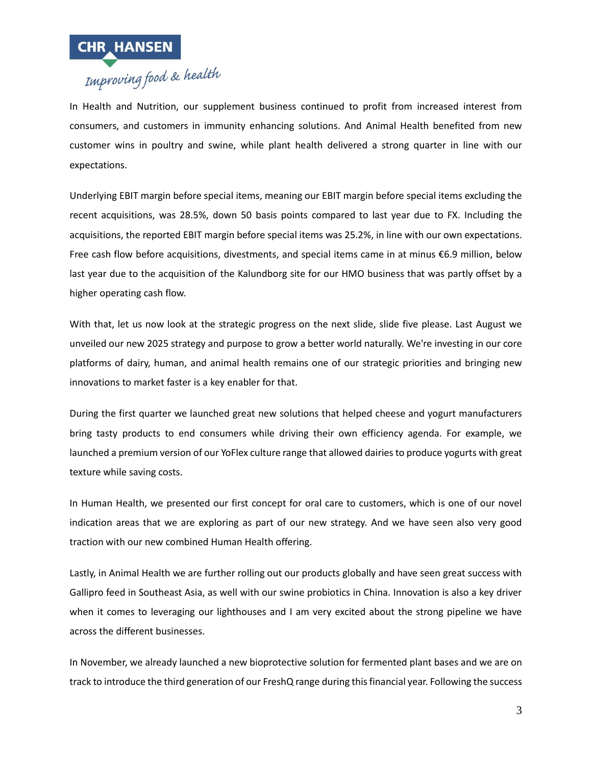In Health and Nutrition, our supplement business continued to profit from increased interest from consumers, and customers in immunity enhancing solutions. And Animal Health benefited from new customer wins in poultry and swine, while plant health delivered a strong quarter in line with our expectations.

Underlying EBIT margin before special items, meaning our EBIT margin before special items excluding the recent acquisitions, was 28.5%, down 50 basis points compared to last year due to FX. Including the acquisitions, the reported EBIT margin before special items was 25.2%, in line with our own expectations. Free cash flow before acquisitions, divestments, and special items came in at minus €6.9 million, below last year due to the acquisition of the Kalundborg site for our HMO business that was partly offset by a higher operating cash flow.

With that, let us now look at the strategic progress on the next slide, slide five please. Last August we unveiled our new 2025 strategy and purpose to grow a better world naturally. We're investing in our core platforms of dairy, human, and animal health remains one of our strategic priorities and bringing new innovations to market faster is a key enabler for that.

During the first quarter we launched great new solutions that helped cheese and yogurt manufacturers bring tasty products to end consumers while driving their own efficiency agenda. For example, we launched a premium version of our YoFlex culture range that allowed dairies to produce yogurts with great texture while saving costs.

In Human Health, we presented our first concept for oral care to customers, which is one of our novel indication areas that we are exploring as part of our new strategy. And we have seen also very good traction with our new combined Human Health offering.

Lastly, in Animal Health we are further rolling out our products globally and have seen great success with Gallipro feed in Southeast Asia, as well with our swine probiotics in China. Innovation is also a key driver when it comes to leveraging our lighthouses and I am very excited about the strong pipeline we have across the different businesses.

In November, we already launched a new bioprotective solution for fermented plant bases and we are on track to introduce the third generation of our FreshQ range during this financial year. Following the success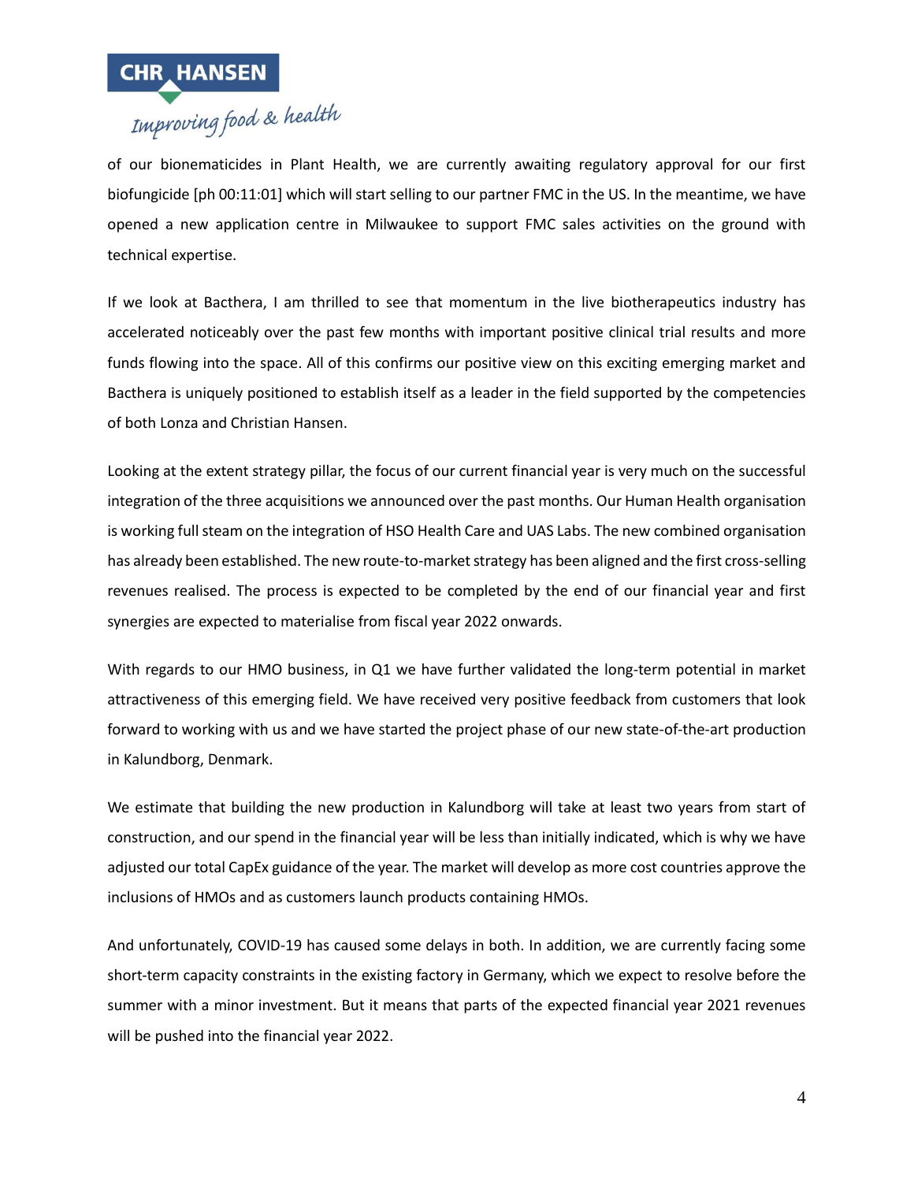of our bionematicides in Plant Health, we are currently awaiting regulatory approval for our first biofungicide [ph 00:11:01] which will start selling to our partner FMC in the US. In the meantime, we have opened a new application centre in Milwaukee to support FMC sales activities on the ground with technical expertise.

If we look at Bacthera, I am thrilled to see that momentum in the live biotherapeutics industry has accelerated noticeably over the past few months with important positive clinical trial results and more funds flowing into the space. All of this confirms our positive view on this exciting emerging market and Bacthera is uniquely positioned to establish itself as a leader in the field supported by the competencies of both Lonza and Christian Hansen.

Looking at the extent strategy pillar, the focus of our current financial year is very much on the successful integration of the three acquisitions we announced over the past months. Our Human Health organisation is working full steam on the integration of HSO Health Care and UAS Labs. The new combined organisation has already been established. The new route-to-market strategy has been aligned and the first cross-selling revenues realised. The process is expected to be completed by the end of our financial year and first synergies are expected to materialise from fiscal year 2022 onwards.

With regards to our HMO business, in Q1 we have further validated the long-term potential in market attractiveness of this emerging field. We have received very positive feedback from customers that look forward to working with us and we have started the project phase of our new state-of-the-art production in Kalundborg, Denmark.

We estimate that building the new production in Kalundborg will take at least two years from start of construction, and our spend in the financial year will be less than initially indicated, which is why we have adjusted our total CapEx guidance of the year. The market will develop as more cost countries approve the inclusions of HMOs and as customers launch products containing HMOs.

And unfortunately, COVID-19 has caused some delays in both. In addition, we are currently facing some short-term capacity constraints in the existing factory in Germany, which we expect to resolve before the summer with a minor investment. But it means that parts of the expected financial year 2021 revenues will be pushed into the financial year 2022.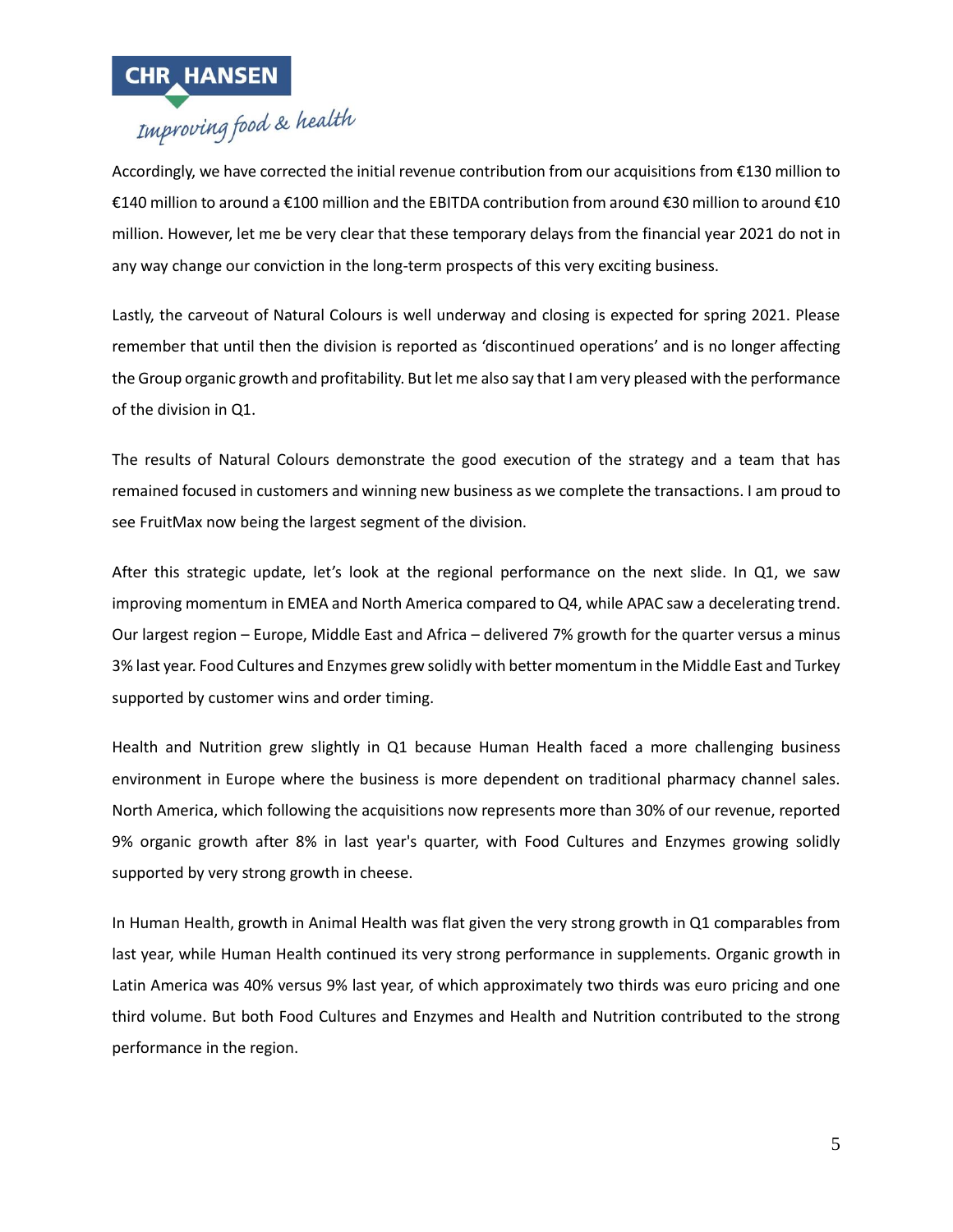Accordingly, we have corrected the initial revenue contribution from our acquisitions from €130 million to €140 million to around a €100 million and the EBITDA contribution from around €30 million to around €10 million. However, let me be very clear that these temporary delays from the financial year 2021 do not in any way change our conviction in the long-term prospects of this very exciting business.

Lastly, the carveout of Natural Colours is well underway and closing is expected for spring 2021. Please remember that until then the division is reported as 'discontinued operations' and is no longer affecting the Group organic growth and profitability. But let me also say that I am very pleased with the performance of the division in Q1.

The results of Natural Colours demonstrate the good execution of the strategy and a team that has remained focused in customers and winning new business as we complete the transactions. I am proud to see FruitMax now being the largest segment of the division.

After this strategic update, let's look at the regional performance on the next slide. In Q1, we saw improving momentum in EMEA and North America compared to Q4, while APAC saw a decelerating trend. Our largest region – Europe, Middle East and Africa – delivered 7% growth for the quarter versus a minus 3% last year. Food Cultures and Enzymes grew solidly with better momentum in the Middle East and Turkey supported by customer wins and order timing.

Health and Nutrition grew slightly in Q1 because Human Health faced a more challenging business environment in Europe where the business is more dependent on traditional pharmacy channel sales. North America, which following the acquisitions now represents more than 30% of our revenue, reported 9% organic growth after 8% in last year's quarter, with Food Cultures and Enzymes growing solidly supported by very strong growth in cheese.

In Human Health, growth in Animal Health was flat given the very strong growth in Q1 comparables from last year, while Human Health continued its very strong performance in supplements. Organic growth in Latin America was 40% versus 9% last year, of which approximately two thirds was euro pricing and one third volume. But both Food Cultures and Enzymes and Health and Nutrition contributed to the strong performance in the region.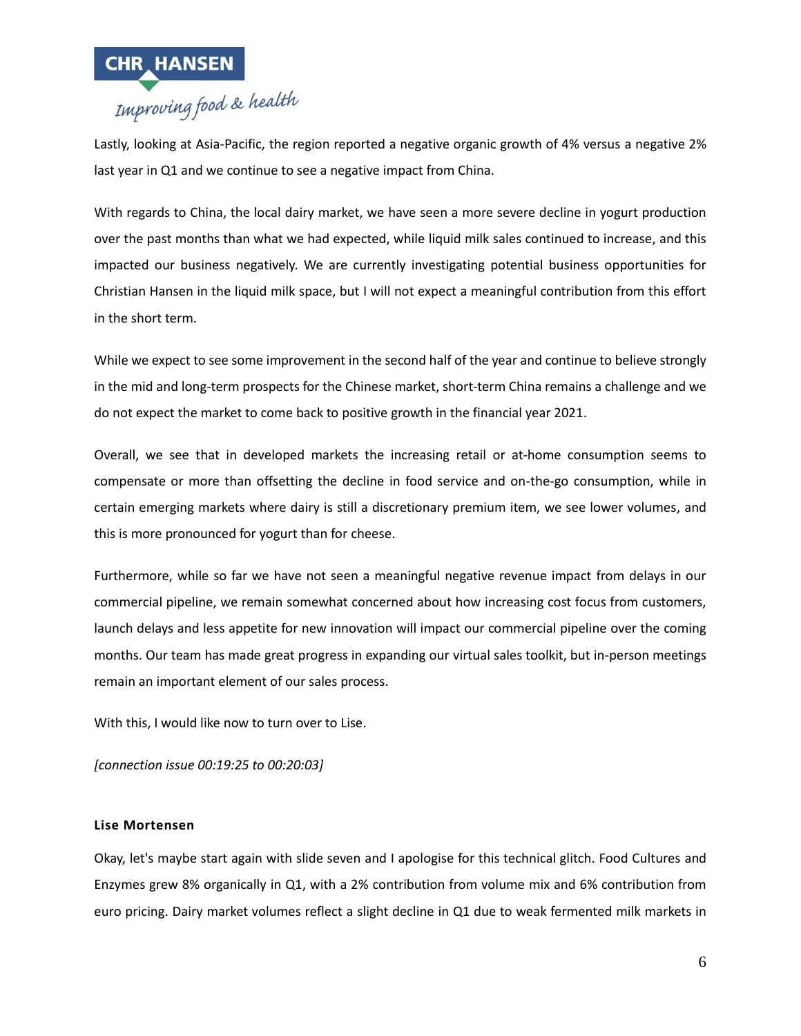Lastly, looking at Asia-Pacific, the region reported a negative organic growth of 4% versus a negative 2% last year in Q1 and we continue to see a negative impact from China.

With regards to China, the local dairy market, we have seen a more severe decline in yogurt production over the past months than what we had expected, while liquid milk sales continued to increase, and this impacted our business negatively. We are currently investigating potential business opportunities for Christian Hansen in the liquid milk space, but I will not expect a meaningful contribution from this effort in the short term.

While we expect to see some improvement in the second half of the year and continue to believe strongly in the mid and long-term prospects for the Chinese market, short-term China remains a challenge and we do not expect the market to come back to positive growth in the financial year 2021.

Overall, we see that in developed markets the increasing retail or at-home consumption seems to compensate or more than offsetting the decline in food service and on-the-go consumption, while in certain emerging markets where dairy is still a discretionary premium item, we see lower volumes, and this is more pronounced for yogurt than for cheese.

Furthermore, while so far we have not seen a meaningful negative revenue impact from delays in our commercial pipeline, we remain somewhat concerned about how increasing cost focus from customers, launch delays and less appetite for new innovation will impact our commercial pipeline over the coming months. Our team has made great progress in expanding our virtual sales toolkit, but in-person meetings remain an important element of our sales process.

With this, I would like now to turn over to Lise.

*[connection issue 00:19:25 to 00:20:03]*

**Lise Mortensen**

Okay, let's maybe start again with slide seven and I apologise for this technical glitch. Food Cultures and Enzymes grew 8% organically in Q1, with a 2% contribution from volume mix and 6% contribution from euro pricing. Dairy market volumes reflect a slight decline in Q1 due to weak fermented milk markets in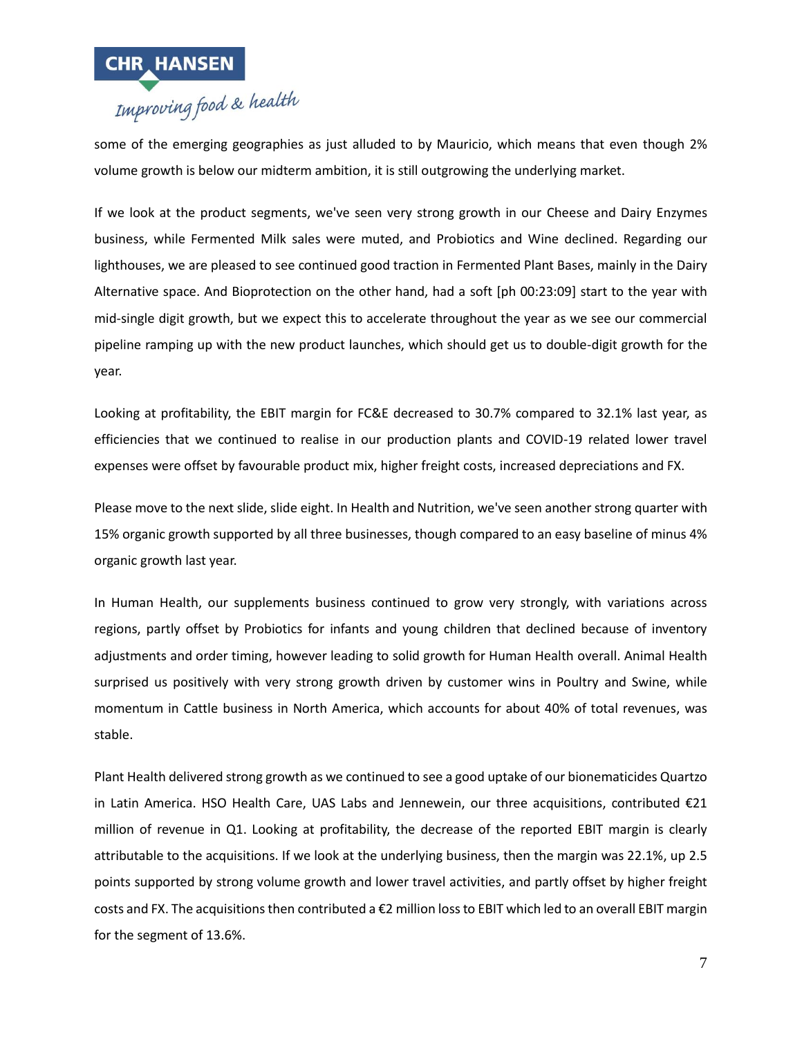some of the emerging geographies as just alluded to by Mauricio, which means that even though 2% volume growth is below our midterm ambition, it is still outgrowing the underlying market.

If we look at the product segments, we've seen very strong growth in our Cheese and Dairy Enzymes business, while Fermented Milk sales were muted, and Probiotics and Wine declined. Regarding our lighthouses, we are pleased to see continued good traction in Fermented Plant Bases, mainly in the Dairy Alternative space. And Bioprotection on the other hand, had a soft [ph 00:23:09] start to the year with mid-single digit growth, but we expect this to accelerate throughout the year as we see our commercial pipeline ramping up with the new product launches, which should get us to double-digit growth for the year.

Looking at profitability, the EBIT margin for FC&E decreased to 30.7% compared to 32.1% last year, as efficiencies that we continued to realise in our production plants and COVID-19 related lower travel expenses were offset by favourable product mix, higher freight costs, increased depreciations and FX.

Please move to the next slide, slide eight. In Health and Nutrition, we've seen another strong quarter with 15% organic growth supported by all three businesses, though compared to an easy baseline of minus 4% organic growth last year.

In Human Health, our supplements business continued to grow very strongly, with variations across regions, partly offset by Probiotics for infants and young children that declined because of inventory adjustments and order timing, however leading to solid growth for Human Health overall. Animal Health surprised us positively with very strong growth driven by customer wins in Poultry and Swine, while momentum in Cattle business in North America, which accounts for about 40% of total revenues, was stable.

Plant Health delivered strong growth as we continued to see a good uptake of our bionematicides Quartzo in Latin America. HSO Health Care, UAS Labs and Jennewein, our three acquisitions, contributed €21 million of revenue in Q1. Looking at profitability, the decrease of the reported EBIT margin is clearly attributable to the acquisitions. If we look at the underlying business, then the margin was 22.1%, up 2.5 points supported by strong volume growth and lower travel activities, and partly offset by higher freight costs and FX. The acquisitions then contributed a €2 million loss to EBIT which led to an overall EBIT margin for the segment of 13.6%.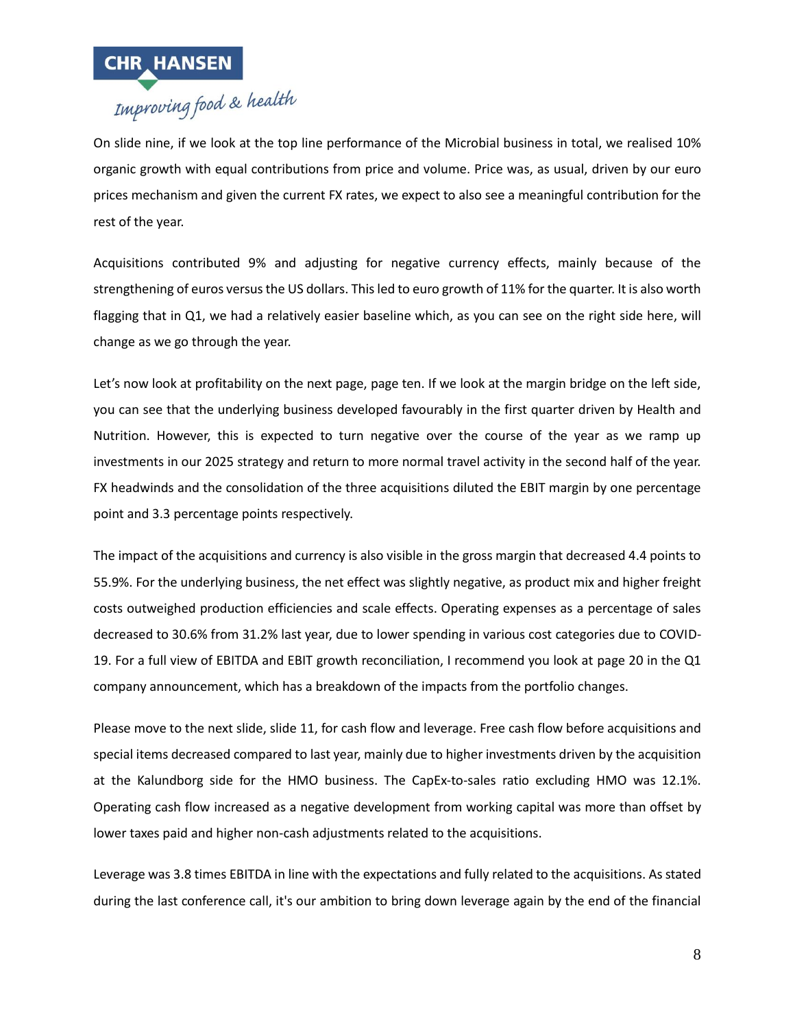On slide nine, if we look at the top line performance of the Microbial business in total, we realised 10% organic growth with equal contributions from price and volume. Price was, as usual, driven by our euro prices mechanism and given the current FX rates, we expect to also see a meaningful contribution for the rest of the year.

Acquisitions contributed 9% and adjusting for negative currency effects, mainly because of the strengthening of euros versus the US dollars. This led to euro growth of 11% for the quarter. It is also worth flagging that in Q1, we had a relatively easier baseline which, as you can see on the right side here, will change as we go through the year.

Let's now look at profitability on the next page, page ten. If we look at the margin bridge on the left side, you can see that the underlying business developed favourably in the first quarter driven by Health and Nutrition. However, this is expected to turn negative over the course of the year as we ramp up investments in our 2025 strategy and return to more normal travel activity in the second half of the year. FX headwinds and the consolidation of the three acquisitions diluted the EBIT margin by one percentage point and 3.3 percentage points respectively.

The impact of the acquisitions and currency is also visible in the gross margin that decreased 4.4 points to 55.9%. For the underlying business, the net effect was slightly negative, as product mix and higher freight costs outweighed production efficiencies and scale effects. Operating expenses as a percentage of sales decreased to 30.6% from 31.2% last year, due to lower spending in various cost categories due to COVID-19. For a full view of EBITDA and EBIT growth reconciliation, I recommend you look at page 20 in the Q1 company announcement, which has a breakdown of the impacts from the portfolio changes.

Please move to the next slide, slide 11, for cash flow and leverage. Free cash flow before acquisitions and special items decreased compared to last year, mainly due to higher investments driven by the acquisition at the Kalundborg side for the HMO business. The CapEx-to-sales ratio excluding HMO was 12.1%. Operating cash flow increased as a negative development from working capital was more than offset by lower taxes paid and higher non-cash adjustments related to the acquisitions.

Leverage was 3.8 times EBITDA in line with the expectations and fully related to the acquisitions. As stated during the last conference call, it's our ambition to bring down leverage again by the end of the financial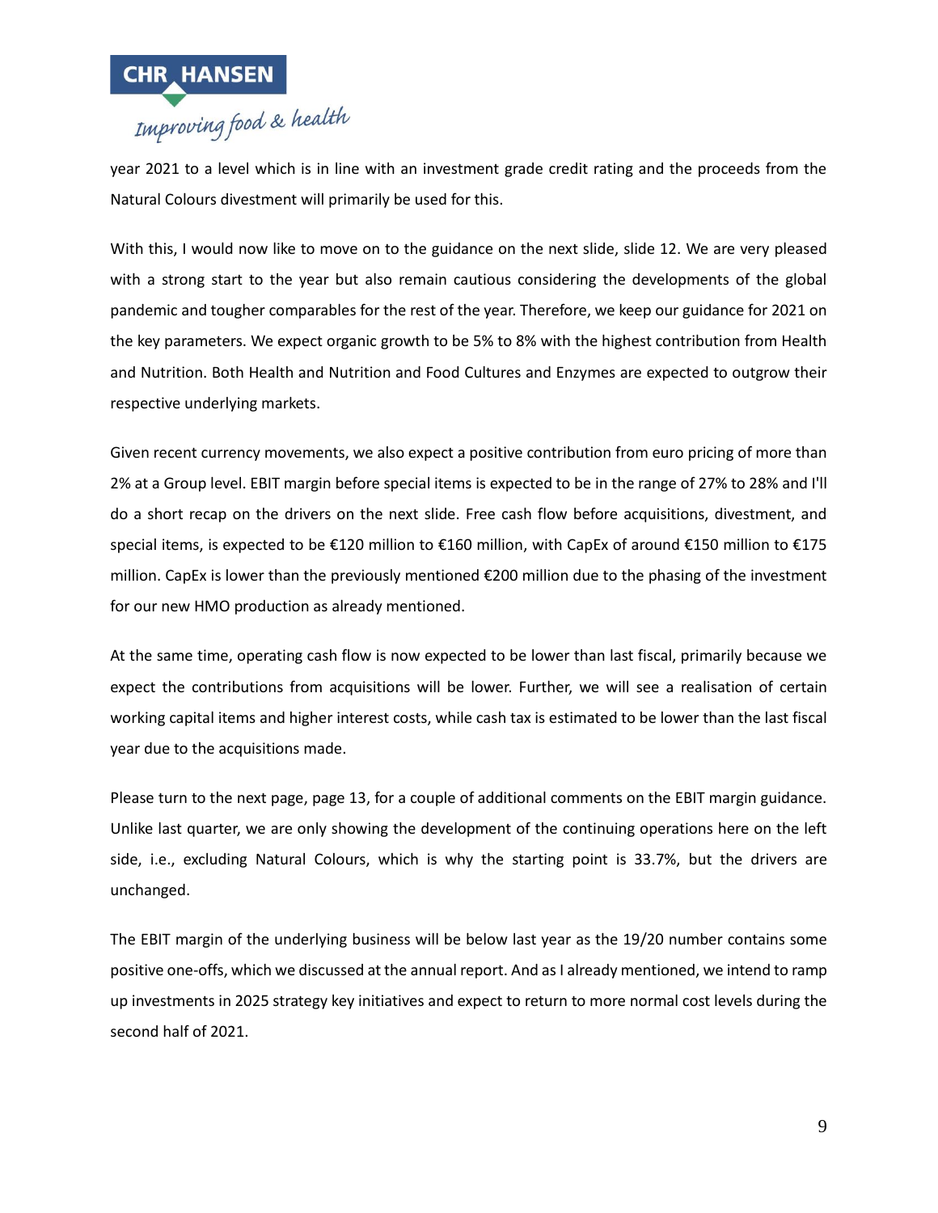year 2021 to a level which is in line with an investment grade credit rating and the proceeds from the Natural Colours divestment will primarily be used for this.

With this, I would now like to move on to the guidance on the next slide, slide 12. We are very pleased with a strong start to the year but also remain cautious considering the developments of the global pandemic and tougher comparables for the rest of the year. Therefore, we keep our guidance for 2021 on the key parameters. We expect organic growth to be 5% to 8% with the highest contribution from Health and Nutrition. Both Health and Nutrition and Food Cultures and Enzymes are expected to outgrow their respective underlying markets.

Given recent currency movements, we also expect a positive contribution from euro pricing of more than 2% at a Group level. EBIT margin before special items is expected to be in the range of 27% to 28% and I'll do a short recap on the drivers on the next slide. Free cash flow before acquisitions, divestment, and special items, is expected to be €120 million to €160 million, with CapEx of around €150 million to €175 million. CapEx is lower than the previously mentioned €200 million due to the phasing of the investment for our new HMO production as already mentioned.

At the same time, operating cash flow is now expected to be lower than last fiscal, primarily because we expect the contributions from acquisitions will be lower. Further, we will see a realisation of certain working capital items and higher interest costs, while cash tax is estimated to be lower than the last fiscal year due to the acquisitions made.

Please turn to the next page, page 13, for a couple of additional comments on the EBIT margin guidance. Unlike last quarter, we are only showing the development of the continuing operations here on the left side, i.e., excluding Natural Colours, which is why the starting point is 33.7%, but the drivers are unchanged.

The EBIT margin of the underlying business will be below last year as the 19/20 number contains some positive one-offs, which we discussed at the annual report. And as I already mentioned, we intend to ramp up investments in 2025 strategy key initiatives and expect to return to more normal cost levels during the second half of 2021.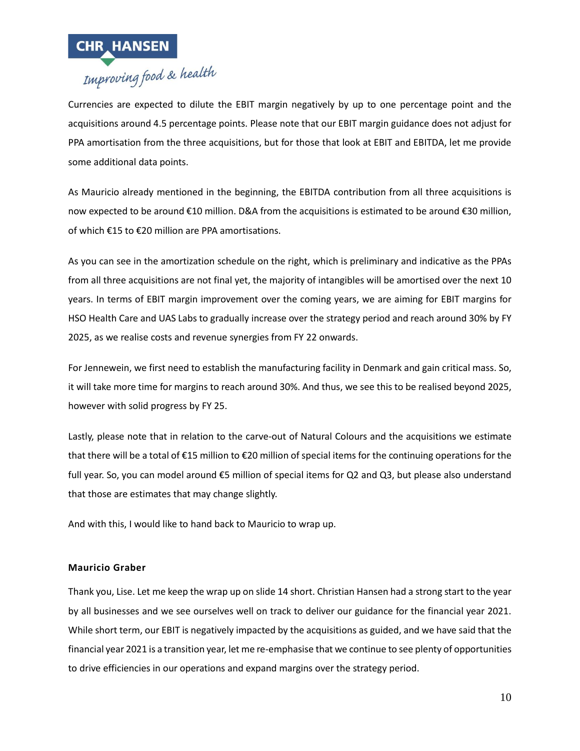Currencies are expected to dilute the EBIT margin negatively by up to one percentage point and the acquisitions around 4.5 percentage points. Please note that our EBIT margin guidance does not adjust for PPA amortisation from the three acquisitions, but for those that look at EBIT and EBITDA, let me provide some additional data points.

As Mauricio already mentioned in the beginning, the EBITDA contribution from all three acquisitions is now expected to be around €10 million. D&A from the acquisitions is estimated to be around €30 million, of which €15 to €20 million are PPA amortisations.

As you can see in the amortization schedule on the right, which is preliminary and indicative as the PPAs from all three acquisitions are not final yet, the majority of intangibles will be amortised over the next 10 years. In terms of EBIT margin improvement over the coming years, we are aiming for EBIT margins for HSO Health Care and UAS Labs to gradually increase over the strategy period and reach around 30% by FY 2025, as we realise costs and revenue synergies from FY 22 onwards.

For Jennewein, we first need to establish the manufacturing facility in Denmark and gain critical mass. So, it will take more time for margins to reach around 30%. And thus, we see this to be realised beyond 2025, however with solid progress by FY 25.

Lastly, please note that in relation to the carve-out of Natural Colours and the acquisitions we estimate that there will be a total of €15 million to €20 million of special items for the continuing operations for the full year. So, you can model around €5 million of special items for Q2 and Q3, but please also understand that those are estimates that may change slightly.

And with this, I would like to hand back to Mauricio to wrap up.

**Mauricio Graber**

Thank you, Lise. Let me keep the wrap up on slide 14 short. Christian Hansen had a strong start to the year by all businesses and we see ourselves well on track to deliver our guidance for the financial year 2021. While short term, our EBIT is negatively impacted by the acquisitions as guided, and we have said that the financial year 2021 is a transition year, let me re-emphasise that we continue to see plenty of opportunities to drive efficiencies in our operations and expand margins over the strategy period.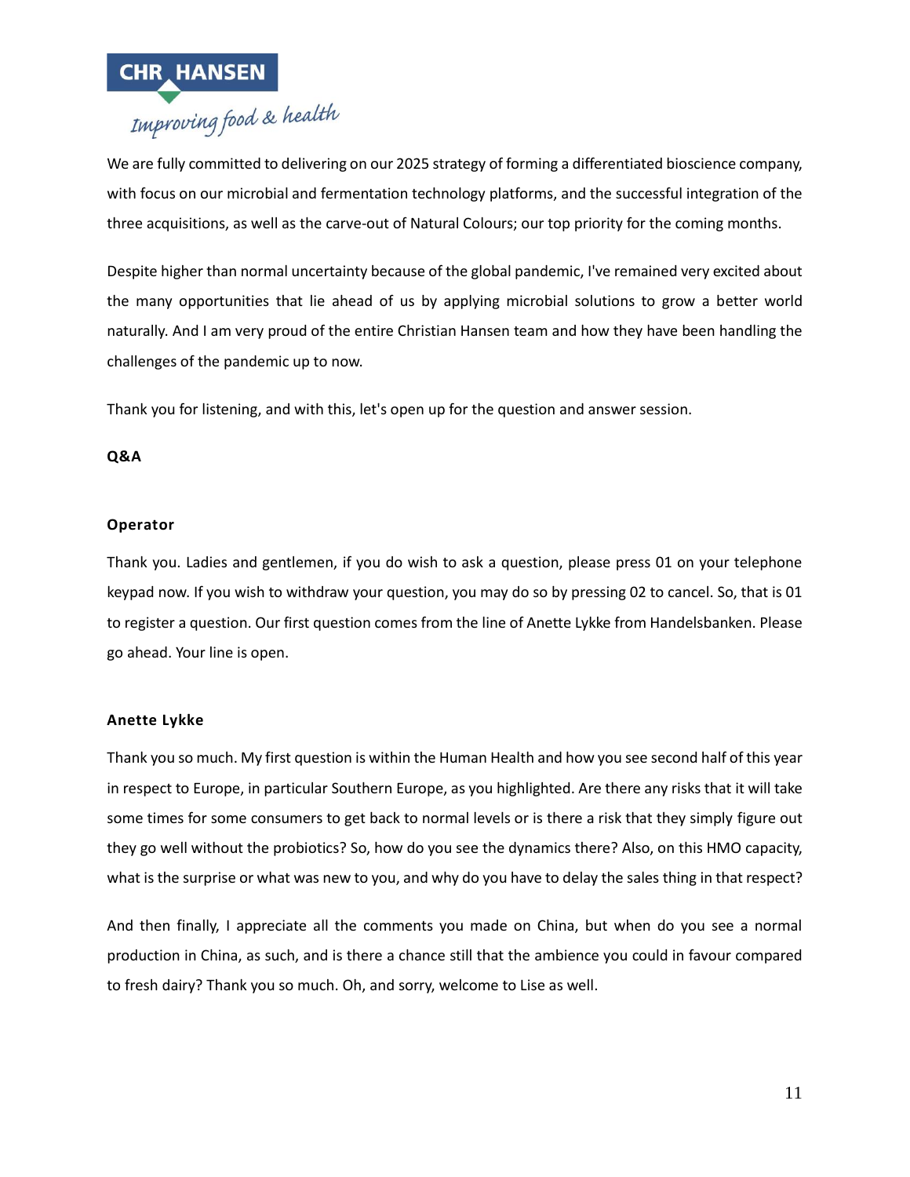We are fully committed to delivering on our 2025 strategy of forming a differentiated bioscience company, with focus on our microbial and fermentation technology platforms, and the successful integration of the three acquisitions, as well as the carve-out of Natural Colours; our top priority for the coming months.

Despite higher than normal uncertainty because of the global pandemic, I've remained very excited about the many opportunities that lie ahead of us by applying microbial solutions to grow a better world naturally. And I am very proud of the entire Christian Hansen team and how they have been handling the challenges of the pandemic up to now.

Thank you for listening, and with this, let's open up for the question and answer session.

**Q&A**

**Operator**

Thank you. Ladies and gentlemen, if you do wish to ask a question, please press 01 on your telephone keypad now. If you wish to withdraw your question, you may do so by pressing 02 to cancel. So, that is 01 to register a question. Our first question comes from the line of Anette Lykke from Handelsbanken. Please go ahead. Your line is open.

**Anette Lykke**

Thank you so much. My first question is within the Human Health and how you see second half of this year in respect to Europe, in particular Southern Europe, as you highlighted. Are there any risks that it will take some times for some consumers to get back to normal levels or is there a risk that they simply figure out they go well without the probiotics? So, how do you see the dynamics there? Also, on this HMO capacity, what is the surprise or what was new to you, and why do you have to delay the sales thing in that respect?

And then finally, I appreciate all the comments you made on China, but when do you see a normal production in China, as such, and is there a chance still that the ambience you could in favour compared to fresh dairy? Thank you so much. Oh, and sorry, welcome to Lise as well.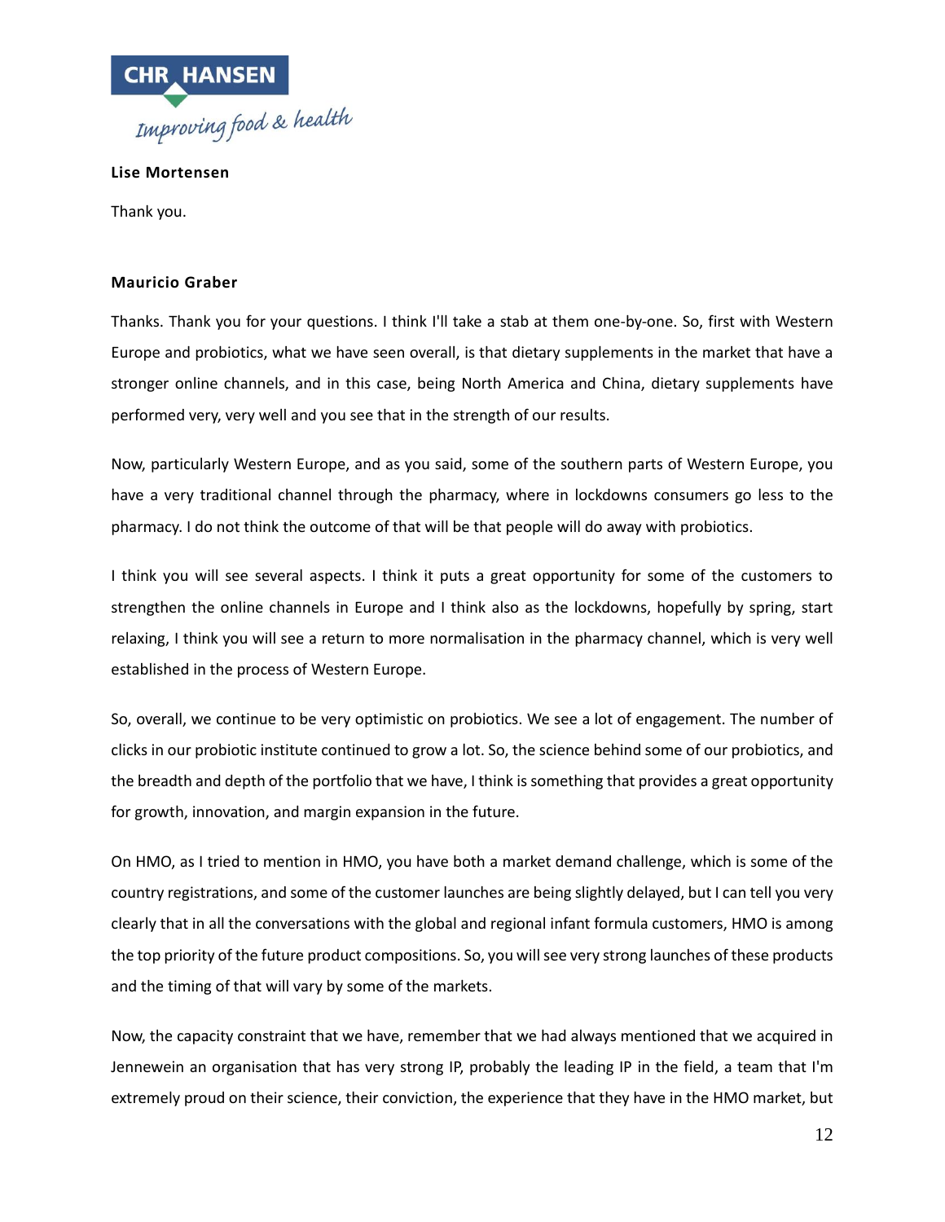**Lise Mortensen**

Thank you.

**Mauricio Graber**

Thanks. Thank you for your questions. I think I'll take a stab at them one-by-one. So, first with Western Europe and probiotics, what we have seen overall, is that dietary supplements in the market that have a stronger online channels, and in this case, being North America and China, dietary supplements have performed very, very well and you see that in the strength of our results.

Now, particularly Western Europe, and as you said, some of the southern parts of Western Europe, you have a very traditional channel through the pharmacy, where in lockdowns consumers go less to the pharmacy. I do not think the outcome of that will be that people will do away with probiotics.

I think you will see several aspects. I think it puts a great opportunity for some of the customers to strengthen the online channels in Europe and I think also as the lockdowns, hopefully by spring, start relaxing, I think you will see a return to more normalisation in the pharmacy channel, which is very well established in the process of Western Europe.

So, overall, we continue to be very optimistic on probiotics. We see a lot of engagement. The number of clicks in our probiotic institute continued to grow a lot. So, the science behind some of our probiotics, and the breadth and depth of the portfolio that we have, I think is something that provides a great opportunity for growth, innovation, and margin expansion in the future.

On HMO, as I tried to mention in HMO, you have both a market demand challenge, which is some of the country registrations, and some of the customer launches are being slightly delayed, but I can tell you very clearly that in all the conversations with the global and regional infant formula customers, HMO is among the top priority of the future product compositions. So, you will see very strong launches of these products and the timing of that will vary by some of the markets.

Now, the capacity constraint that we have, remember that we had always mentioned that we acquired in Jennewein an organisation that has very strong IP, probably the leading IP in the field, a team that I'm extremely proud on their science, their conviction, the experience that they have in the HMO market, but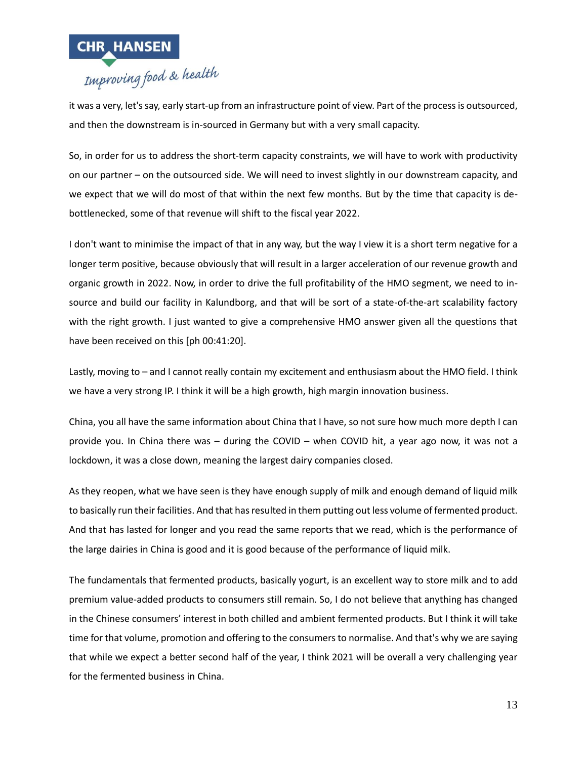it was a very, let's say, early start-up from an infrastructure point of view. Part of the process is outsourced, and then the downstream is in-sourced in Germany but with a very small capacity.

So, in order for us to address the short-term capacity constraints, we will have to work with productivity on our partner – on the outsourced side. We will need to invest slightly in our downstream capacity, and we expect that we will do most of that within the next few months. But by the time that capacity is de-bottlenecked, some of that revenue will shift to the fiscal year 2022.

I don't want to minimise the impact of that in any way, but the way I view it is a short term negative for a longer term positive, because obviously that will result in a larger acceleration of our revenue growth and organic growth in 2022. Now, in order to drive the full profitability of the HMO segment, we need to in-source and build our facility in Kalundborg, and that will be sort of a state-of-the-art scalability factory with the right growth. I just wanted to give a comprehensive HMO answer given all the questions that have been received on this [ph 00:41:20].

Lastly, moving to – and I cannot really contain my excitement and enthusiasm about the HMO field. I think we have a very strong IP. I think it will be a high growth, high margin innovation business.

China, you all have the same information about China that I have, so not sure how much more depth I can provide you. In China there was – during the COVID – when COVID hit, a year ago now, it was not a lockdown, it was a close down, meaning the largest dairy companies closed.

As they reopen, what we have seen is they have enough supply of milk and enough demand of liquid milk to basically run their facilities. And that has resulted in them putting out less volume of fermented product. And that has lasted for longer and you read the same reports that we read, which is the performance of the large dairies in China is good and it is good because of the performance of liquid milk.

The fundamentals that fermented products, basically yogurt, is an excellent way to store milk and to add premium value-added products to consumers still remain. So, I do not believe that anything has changed in the Chinese consumers' interest in both chilled and ambient fermented products. But I think it will take time for that volume, promotion and offering to the consumers to normalise. And that's why we are saying that while we expect a better second half of the year, I think 2021 will be overall a very challenging year for the fermented business in China.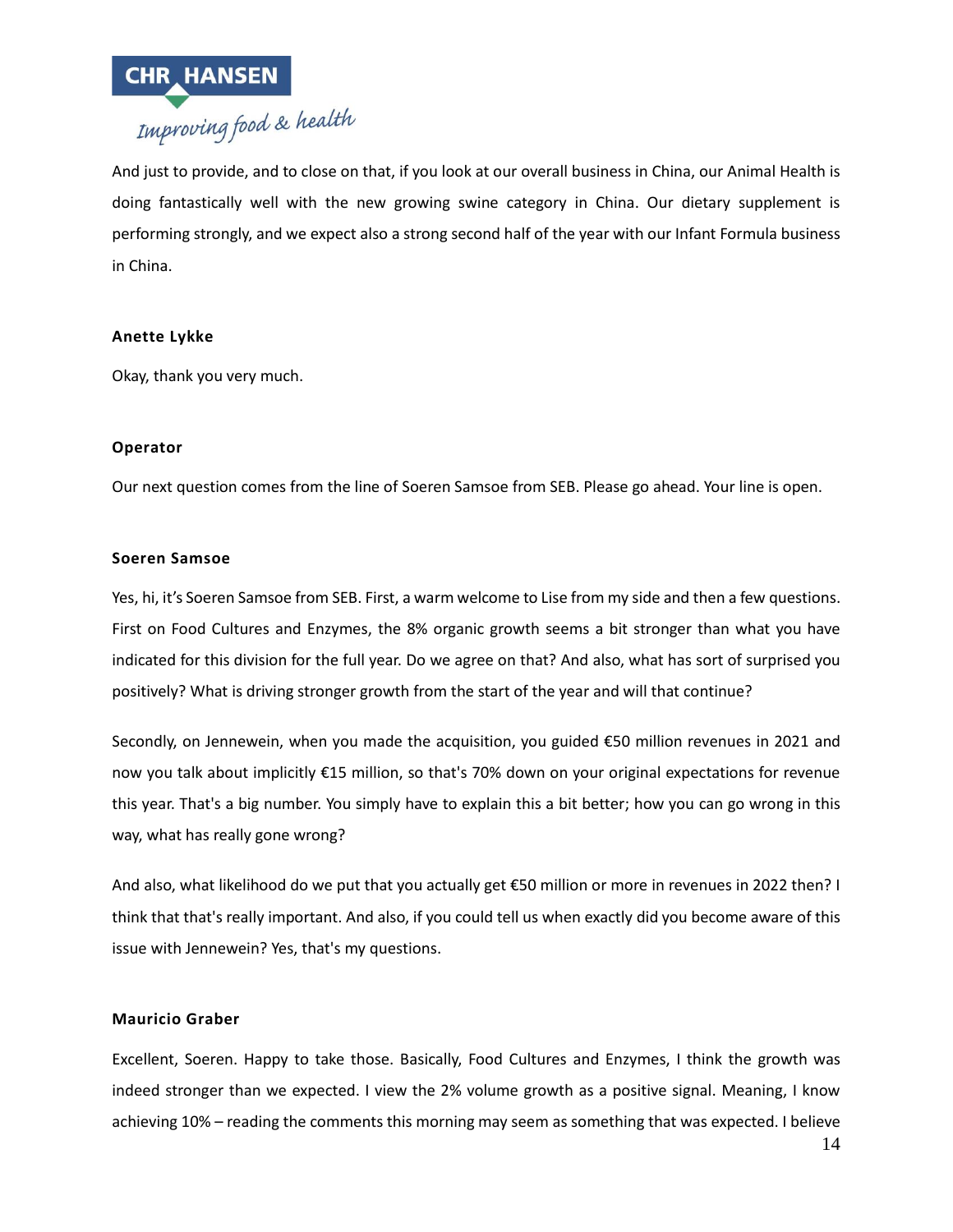And just to provide, and to close on that, if you look at our overall business in China, our Animal Health is doing fantastically well with the new growing swine category in China. Our dietary supplement is performing strongly, and we expect also a strong second half of the year with our Infant Formula business in China.

**Anette Lykke**

Okay, thank you very much.

**Operator**

Our next question comes from the line of Soeren Samsoe from SEB. Please go ahead. Your line is open.

**Soeren Samsoe**

Yes, hi, it's Soeren Samsoe from SEB. First, a warm welcome to Lise from my side and then a few questions. First on Food Cultures and Enzymes, the 8% organic growth seems a bit stronger than what you have indicated for this division for the full year. Do we agree on that? And also, what has sort of surprised you positively? What is driving stronger growth from the start of the year and will that continue?

Secondly, on Jennewein, when you made the acquisition, you guided €50 million revenues in 2021 and now you talk about implicitly €15 million, so that's 70% down on your original expectations for revenue this year. That's a big number. You simply have to explain this a bit better; how you can go wrong in this way, what has really gone wrong?

And also, what likelihood do we put that you actually get €50 million or more in revenues in 2022 then? I think that that's really important. And also, if you could tell us when exactly did you become aware of this issue with Jennewein? Yes, that's my questions.

**Mauricio Graber**

Excellent, Soeren. Happy to take those. Basically, Food Cultures and Enzymes, I think the growth was indeed stronger than we expected. I view the 2% volume growth as a positive signal. Meaning, I know achieving 10% – reading the comments this morning may seem as something that was expected. I believe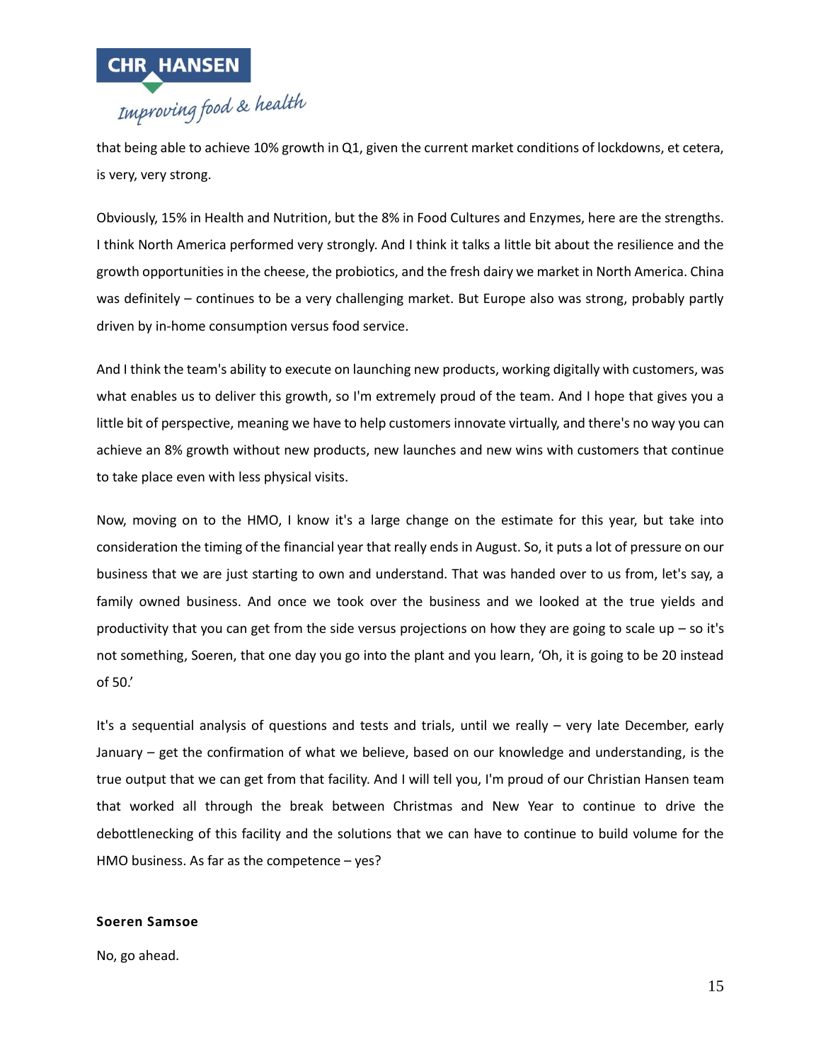that being able to achieve 10% growth in Q1, given the current market conditions of lockdowns, et cetera, is very, very strong.

Obviously, 15% in Health and Nutrition, but the 8% in Food Cultures and Enzymes, here are the strengths. I think North America performed very strongly. And I think it talks a little bit about the resilience and the growth opportunities in the cheese, the probiotics, and the fresh dairy we market in North America. China was definitely – continues to be a very challenging market. But Europe also was strong, probably partly driven by in-home consumption versus food service.

And I think the team's ability to execute on launching new products, working digitally with customers, was what enables us to deliver this growth, so I'm extremely proud of the team. And I hope that gives you a little bit of perspective, meaning we have to help customers innovate virtually, and there's no way you can achieve an 8% growth without new products, new launches and new wins with customers that continue to take place even with less physical visits.

Now, moving on to the HMO, I know it's a large change on the estimate for this year, but take into consideration the timing of the financial year that really ends in August. So, it puts a lot of pressure on our business that we are just starting to own and understand. That was handed over to us from, let's say, a family owned business. And once we took over the business and we looked at the true yields and productivity that you can get from the side versus projections on how they are going to scale up – so it's not something, Soeren, that one day you go into the plant and you learn, 'Oh, it is going to be 20 instead of 50.'

It's a sequential analysis of questions and tests and trials, until we really – very late December, early January – get the confirmation of what we believe, based on our knowledge and understanding, is the true output that we can get from that facility. And I will tell you, I'm proud of our Christian Hansen team that worked all through the break between Christmas and New Year to continue to drive the debottlenecking of this facility and the solutions that we can have to continue to build volume for the HMO business. As far as the competence – yes?

**Soeren Samsoe**

No, go ahead.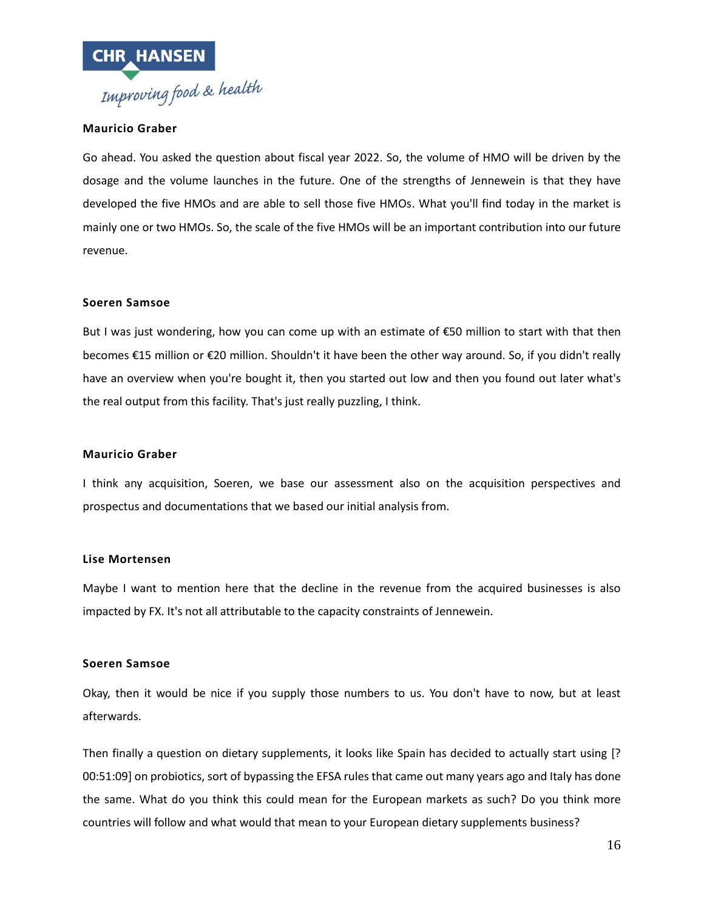**Mauricio Graber**

Go ahead. You asked the question about fiscal year 2022. So, the volume of HMO will be driven by the dosage and the volume launches in the future. One of the strengths of Jennewein is that they have developed the five HMOs and are able to sell those five HMOs. What you'll find today in the market is mainly one or two HMOs. So, the scale of the five HMOs will be an important contribution into our future revenue.

**Soeren Samsoe**

But I was just wondering, how you can come up with an estimate of €50 million to start with that then becomes €15 million or €20 million. Shouldn't it have been the other way around. So, if you didn't really have an overview when you're bought it, then you started out low and then you found out later what's the real output from this facility. That's just really puzzling, I think.

**Mauricio Graber**

I think any acquisition, Soeren, we base our assessment also on the acquisition perspectives and prospectus and documentations that we based our initial analysis from.

**Lise Mortensen**

Maybe I want to mention here that the decline in the revenue from the acquired businesses is also impacted by FX. It's not all attributable to the capacity constraints of Jennewein.

**Soeren Samsoe**

Okay, then it would be nice if you supply those numbers to us. You don't have to now, but at least afterwards.

Then finally a question on dietary supplements, it looks like Spain has decided to actually start using [? 00:51:09] on probiotics, sort of bypassing the EFSA rules that came out many years ago and Italy has done the same. What do you think this could mean for the European markets as such? Do you think more countries will follow and what would that mean to your European dietary supplements business?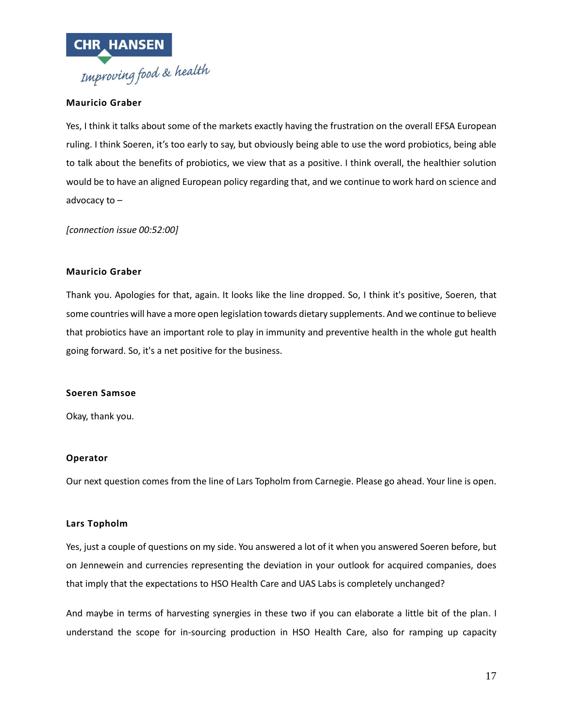**Mauricio Graber**

Yes, I think it talks about some of the markets exactly having the frustration on the overall EFSA European ruling. I think Soeren, it's too early to say, but obviously being able to use the word probiotics, being able to talk about the benefits of probiotics, we view that as a positive. I think overall, the healthier solution would be to have an aligned European policy regarding that, and we continue to work hard on science and advocacy to –

*[connection issue 00:52:00]*

**Mauricio Graber**

Thank you. Apologies for that, again. It looks like the line dropped. So, I think it's positive, Soeren, that some countries will have a more open legislation towards dietary supplements. And we continue to believe that probiotics have an important role to play in immunity and preventive health in the whole gut health going forward. So, it's a net positive for the business.

**Soeren Samsoe**

Okay, thank you.

**Operator**

Our next question comes from the line of Lars Topholm from Carnegie. Please go ahead. Your line is open.

**Lars Topholm**

Yes, just a couple of questions on my side. You answered a lot of it when you answered Soeren before, but on Jennewein and currencies representing the deviation in your outlook for acquired companies, does that imply that the expectations to HSO Health Care and UAS Labs is completely unchanged?

And maybe in terms of harvesting synergies in these two if you can elaborate a little bit of the plan. I understand the scope for in-sourcing production in HSO Health Care, also for ramping up capacity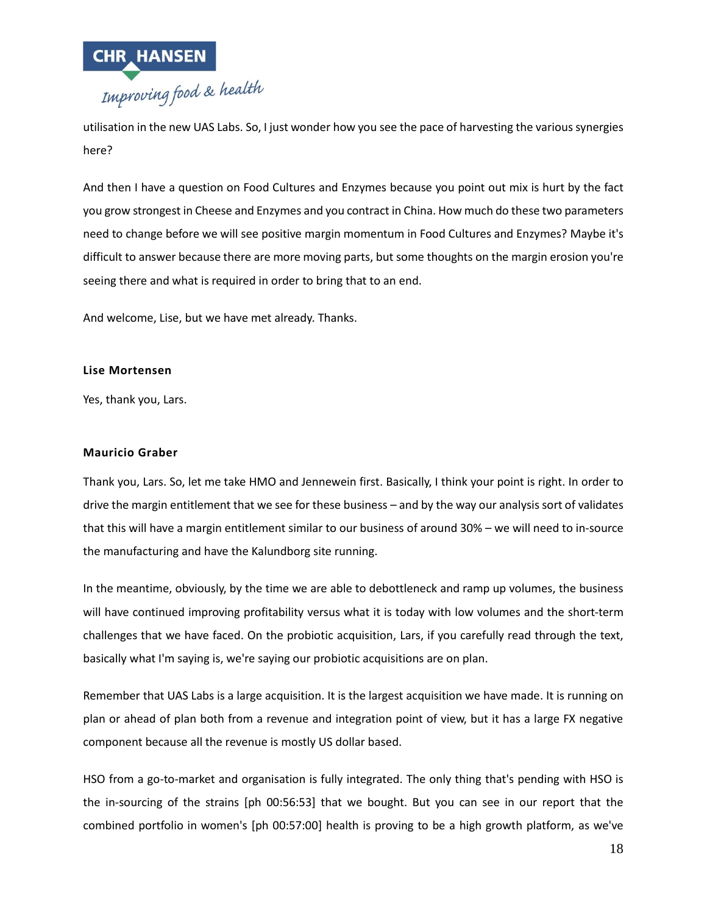utilisation in the new UAS Labs. So, I just wonder how you see the pace of harvesting the various synergies here?

And then I have a question on Food Cultures and Enzymes because you point out mix is hurt by the fact you grow strongest in Cheese and Enzymes and you contract in China. How much do these two parameters need to change before we will see positive margin momentum in Food Cultures and Enzymes? Maybe it's difficult to answer because there are more moving parts, but some thoughts on the margin erosion you're seeing there and what is required in order to bring that to an end.

And welcome, Lise, but we have met already. Thanks.

**Lise Mortensen**

Yes, thank you, Lars.

**Mauricio Graber**

Thank you, Lars. So, let me take HMO and Jennewein first. Basically, I think your point is right. In order to drive the margin entitlement that we see for these business – and by the way our analysis sort of validates that this will have a margin entitlement similar to our business of around 30% – we will need to in-source the manufacturing and have the Kalundborg site running.

In the meantime, obviously, by the time we are able to debottleneck and ramp up volumes, the business will have continued improving profitability versus what it is today with low volumes and the short-term challenges that we have faced. On the probiotic acquisition, Lars, if you carefully read through the text, basically what I'm saying is, we're saying our probiotic acquisitions are on plan.

Remember that UAS Labs is a large acquisition. It is the largest acquisition we have made. It is running on plan or ahead of plan both from a revenue and integration point of view, but it has a large FX negative component because all the revenue is mostly US dollar based.

HSO from a go-to-market and organisation is fully integrated. The only thing that's pending with HSO is the in-sourcing of the strains [ph 00:56:53] that we bought. But you can see in our report that the combined portfolio in women's [ph 00:57:00] health is proving to be a high growth platform, as we've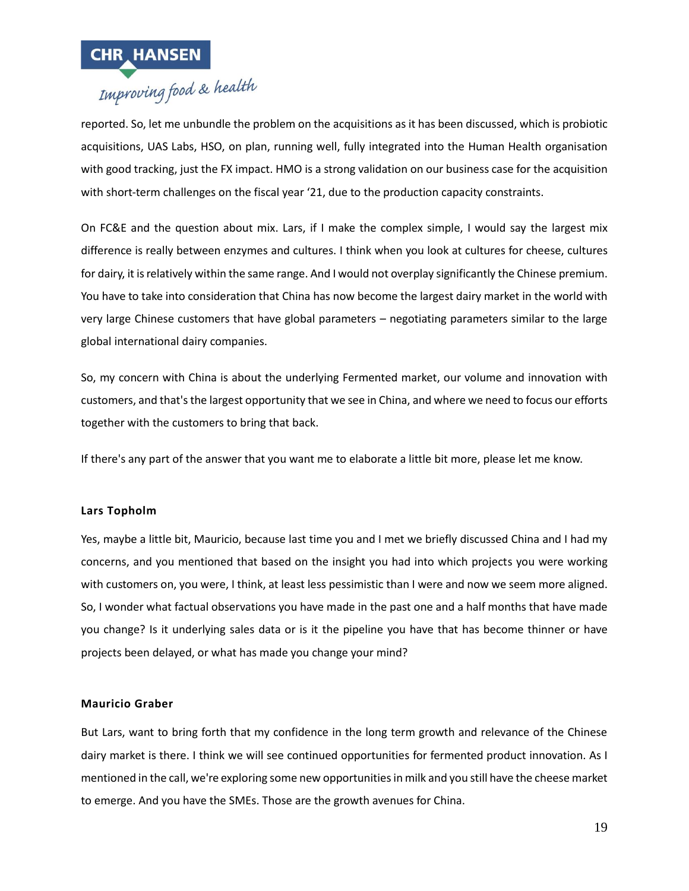reported. So, let me unbundle the problem on the acquisitions as it has been discussed, which is probiotic acquisitions, UAS Labs, HSO, on plan, running well, fully integrated into the Human Health organisation with good tracking, just the FX impact. HMO is a strong validation on our business case for the acquisition with short-term challenges on the fiscal year '21, due to the production capacity constraints.

On FC&E and the question about mix. Lars, if I make the complex simple, I would say the largest mix difference is really between enzymes and cultures. I think when you look at cultures for cheese, cultures for dairy, it is relatively within the same range. And I would not overplay significantly the Chinese premium. You have to take into consideration that China has now become the largest dairy market in the world with very large Chinese customers that have global parameters – negotiating parameters similar to the large global international dairy companies.

So, my concern with China is about the underlying Fermented market, our volume and innovation with customers, and that's the largest opportunity that we see in China, and where we need to focus our efforts together with the customers to bring that back.

If there's any part of the answer that you want me to elaborate a little bit more, please let me know.

**Lars Topholm**

Yes, maybe a little bit, Mauricio, because last time you and I met we briefly discussed China and I had my concerns, and you mentioned that based on the insight you had into which projects you were working with customers on, you were, I think, at least less pessimistic than I were and now we seem more aligned. So, I wonder what factual observations you have made in the past one and a half months that have made you change? Is it underlying sales data or is it the pipeline you have that has become thinner or have projects been delayed, or what has made you change your mind?

**Mauricio Graber**

But Lars, want to bring forth that my confidence in the long term growth and relevance of the Chinese dairy market is there. I think we will see continued opportunities for fermented product innovation. As I mentioned in the call, we're exploring some new opportunities in milk and you still have the cheese market to emerge. And you have the SMEs. Those are the growth avenues for China.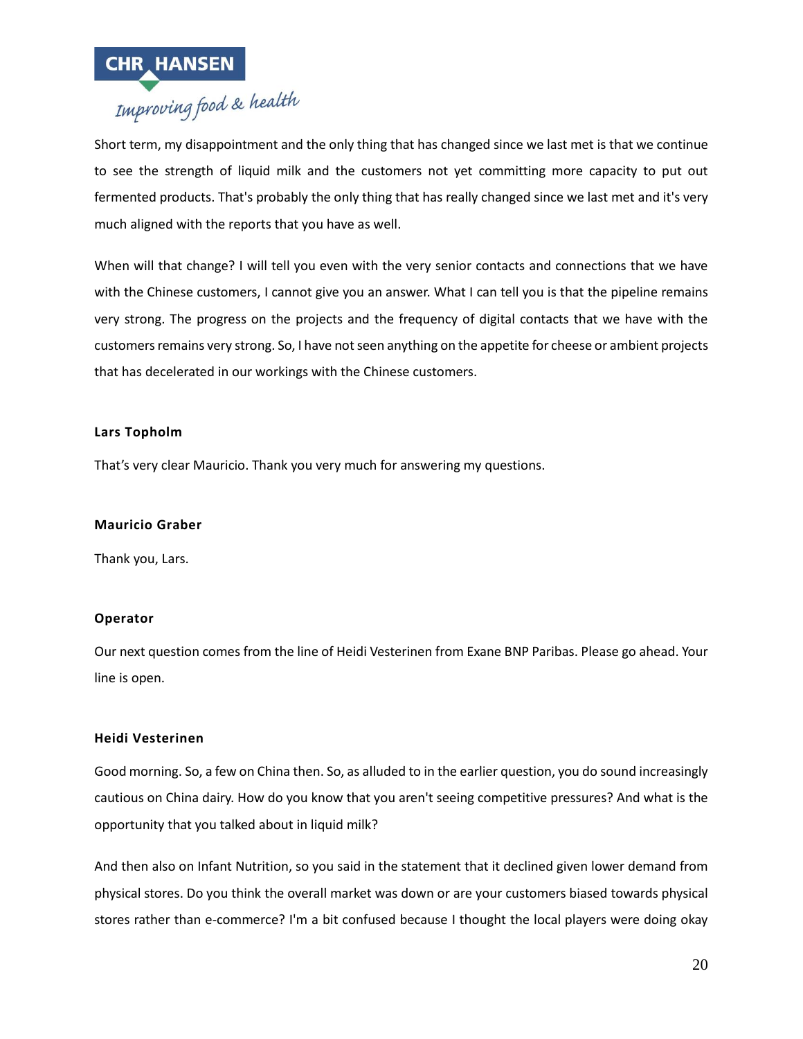Short term, my disappointment and the only thing that has changed since we last met is that we continue to see the strength of liquid milk and the customers not yet committing more capacity to put out fermented products. That's probably the only thing that has really changed since we last met and it's very much aligned with the reports that you have as well.

When will that change? I will tell you even with the very senior contacts and connections that we have with the Chinese customers, I cannot give you an answer. What I can tell you is that the pipeline remains very strong. The progress on the projects and the frequency of digital contacts that we have with the customers remains very strong. So, I have not seen anything on the appetite for cheese or ambient projects that has decelerated in our workings with the Chinese customers.

**Lars Topholm**

That's very clear Mauricio. Thank you very much for answering my questions.

**Mauricio Graber**

Thank you, Lars.

**Operator**

Our next question comes from the line of Heidi Vesterinen from Exane BNP Paribas. Please go ahead. Your line is open.

**Heidi Vesterinen**

Good morning. So, a few on China then. So, as alluded to in the earlier question, you do sound increasingly cautious on China dairy. How do you know that you aren't seeing competitive pressures? And what is the opportunity that you talked about in liquid milk?

And then also on Infant Nutrition, so you said in the statement that it declined given lower demand from physical stores. Do you think the overall market was down or are your customers biased towards physical stores rather than e-commerce? I'm a bit confused because I thought the local players were doing okay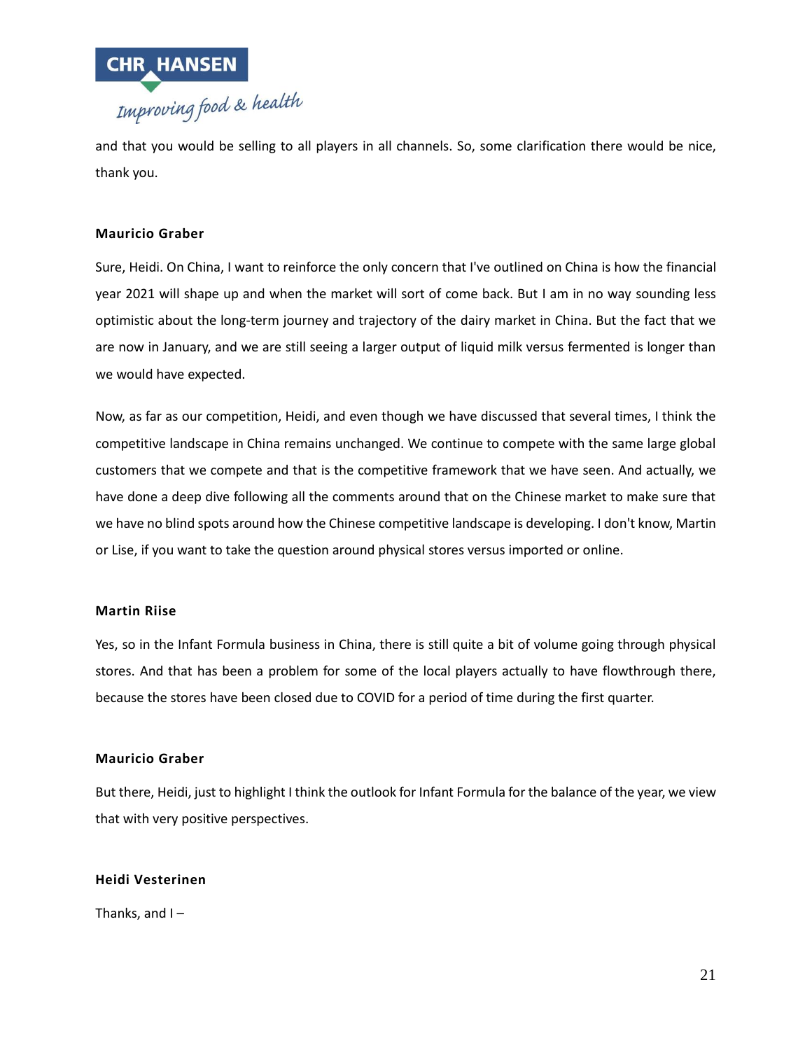and that you would be selling to all players in all channels. So, some clarification there would be nice, thank you.

**Mauricio Graber**

Sure, Heidi. On China, I want to reinforce the only concern that I've outlined on China is how the financial year 2021 will shape up and when the market will sort of come back. But I am in no way sounding less optimistic about the long-term journey and trajectory of the dairy market in China. But the fact that we are now in January, and we are still seeing a larger output of liquid milk versus fermented is longer than we would have expected.

Now, as far as our competition, Heidi, and even though we have discussed that several times, I think the competitive landscape in China remains unchanged. We continue to compete with the same large global customers that we compete and that is the competitive framework that we have seen. And actually, we have done a deep dive following all the comments around that on the Chinese market to make sure that we have no blind spots around how the Chinese competitive landscape is developing. I don't know, Martin or Lise, if you want to take the question around physical stores versus imported or online.

**Martin Riise**

Yes, so in the Infant Formula business in China, there is still quite a bit of volume going through physical stores. And that has been a problem for some of the local players actually to have flowthrough there, because the stores have been closed due to COVID for a period of time during the first quarter.

**Mauricio Graber**

But there, Heidi, just to highlight I think the outlook for Infant Formula for the balance of the year, we view that with very positive perspectives.

**Heidi Vesterinen**

Thanks, and I –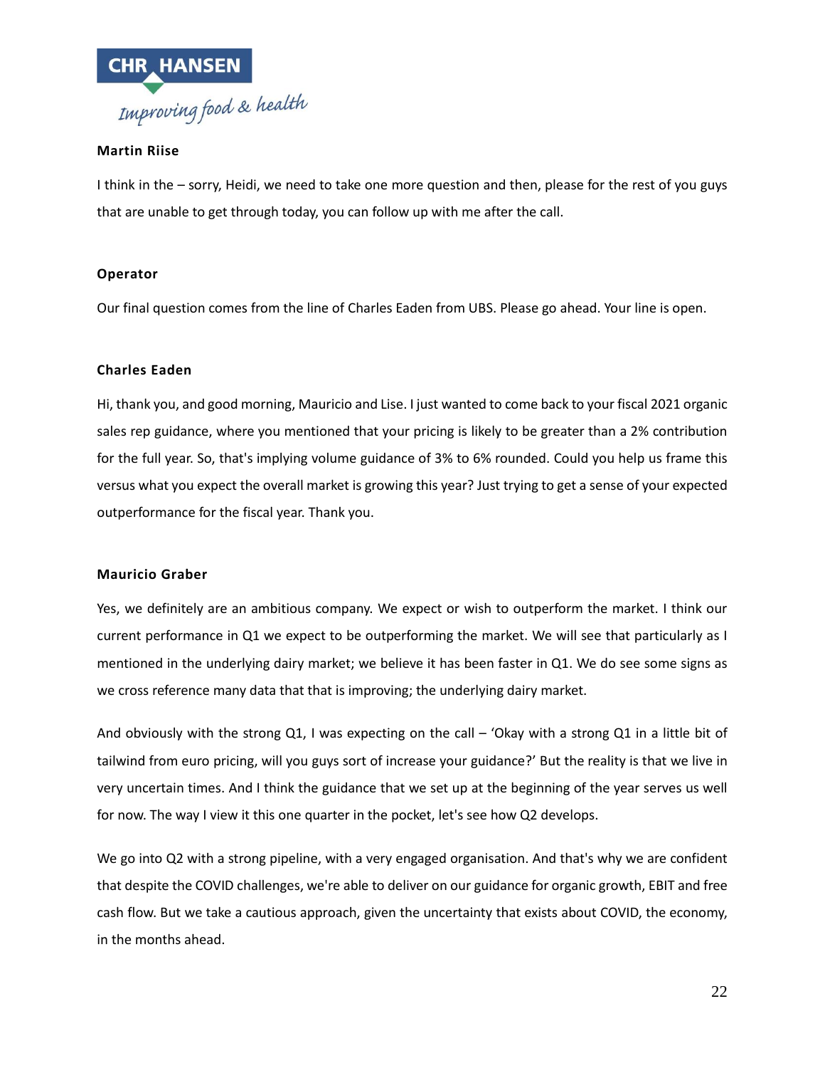**Martin Riise**

I think in the – sorry, Heidi, we need to take one more question and then, please for the rest of you guys that are unable to get through today, you can follow up with me after the call.

**Operator**

Our final question comes from the line of Charles Eaden from UBS. Please go ahead. Your line is open.

**Charles Eaden**

Hi, thank you, and good morning, Mauricio and Lise. I just wanted to come back to your fiscal 2021 organic sales rep guidance, where you mentioned that your pricing is likely to be greater than a 2% contribution for the full year. So, that's implying volume guidance of 3% to 6% rounded. Could you help us frame this versus what you expect the overall market is growing this year? Just trying to get a sense of your expected outperformance for the fiscal year. Thank you.

**Mauricio Graber**

Yes, we definitely are an ambitious company. We expect or wish to outperform the market. I think our current performance in Q1 we expect to be outperforming the market. We will see that particularly as I mentioned in the underlying dairy market; we believe it has been faster in Q1. We do see some signs as we cross reference many data that that is improving; the underlying dairy market.

And obviously with the strong Q1, I was expecting on the call – 'Okay with a strong Q1 in a little bit of tailwind from euro pricing, will you guys sort of increase your guidance?' But the reality is that we live in very uncertain times. And I think the guidance that we set up at the beginning of the year serves us well for now. The way I view it this one quarter in the pocket, let's see how Q2 develops.

We go into Q2 with a strong pipeline, with a very engaged organisation. And that's why we are confident that despite the COVID challenges, we're able to deliver on our guidance for organic growth, EBIT and free cash flow. But we take a cautious approach, given the uncertainty that exists about COVID, the economy, in the months ahead.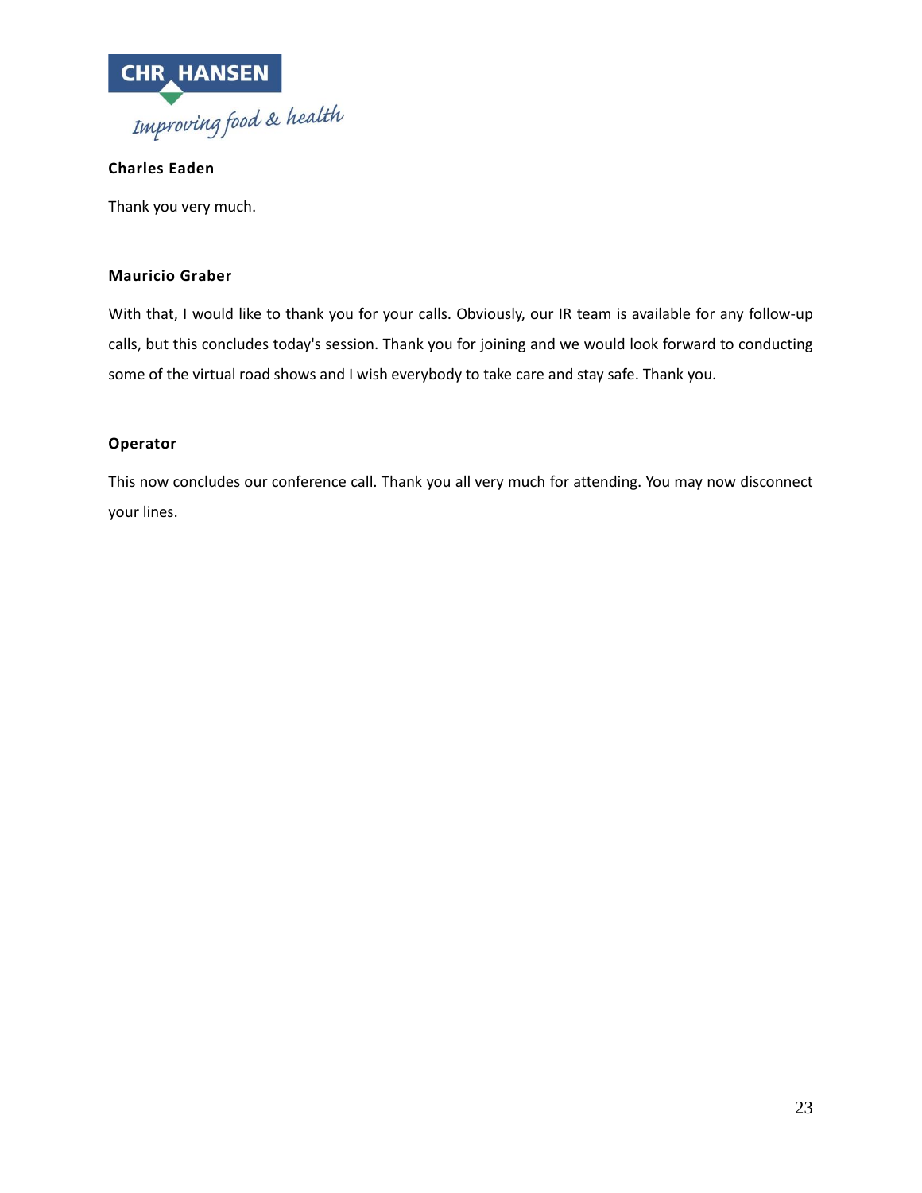**Charles Eaden**

Thank you very much.

**Mauricio Graber**

With that, I would like to thank you for your calls. Obviously, our IR team is available for any follow-up calls, but this concludes today's session. Thank you for joining and we would look forward to conducting some of the virtual road shows and I wish everybody to take care and stay safe. Thank you.

**Operator**

This now concludes our conference call. Thank you all very much for attending. You may now disconnect your lines.